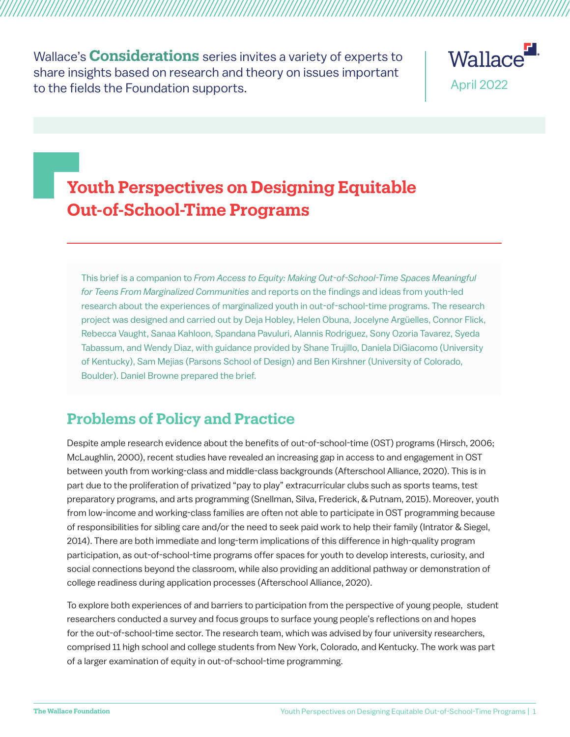Wallace's **Considerations** series invites a variety of experts to share insights based on research and theory on issues important to the fields the Foundation supports.

Wallace

April 2022

# Youth Perspectives on Designing Equitable Out-of-School-Time Programs

This brief is a companion to *From Access to Equity: Making Out-of-School-Time Spaces Meaningful for Teens From Marginalized Communities* and reports on the findings and ideas from youth-led research about the experiences of marginalized youth in out-of-school-time programs. The research project was designed and carried out by Deja Hobley, Helen Obuna, Jocelyne Argüelles, Connor Flick, Rebecca Vaught, Sanaa Kahloon, Spandana Pavuluri, Alannis Rodriguez, Sony Ozoria Tavarez, Syeda Tabassum, and Wendy Diaz, with guidance provided by Shane Trujillo, Daniela DiGiacomo (University of Kentucky), Sam Mejias (Parsons School of Design) and Ben Kirshner (University of Colorado, Boulder). Daniel Browne prepared the brief.

## Problems of Policy and Practice

Despite ample research evidence about the benefits of out-of-school-time (OST) programs (Hirsch, 2006; McLaughlin, 2000), recent studies have revealed an increasing gap in access to and engagement in OST between youth from working-class and middle-class backgrounds (Afterschool Alliance, 2020). This is in part due to the proliferation of privatized "pay to play" extracurricular clubs such as sports teams, test preparatory programs, and arts programming (Snellman, Silva, Frederick, & Putnam, 2015). Moreover, youth from low-income and working-class families are often not able to participate in OST programming because of responsibilities for sibling care and/or the need to seek paid work to help their family (Intrator & Siegel, 2014). There are both immediate and long-term implications of this difference in high-quality program participation, as out-of-school-time programs offer spaces for youth to develop interests, curiosity, and social connections beyond the classroom, while also providing an additional pathway or demonstration of college readiness during application processes (Afterschool Alliance, 2020).

To explore both experiences of and barriers to participation from the perspective of young people, student researchers conducted a survey and focus groups to surface young people's reflections on and hopes for the out-of-school-time sector. The research team, which was advised by four university researchers, comprised 11 high school and college students from New York, Colorado, and Kentucky. The work was part of a larger examination of equity in out-of-school-time programming.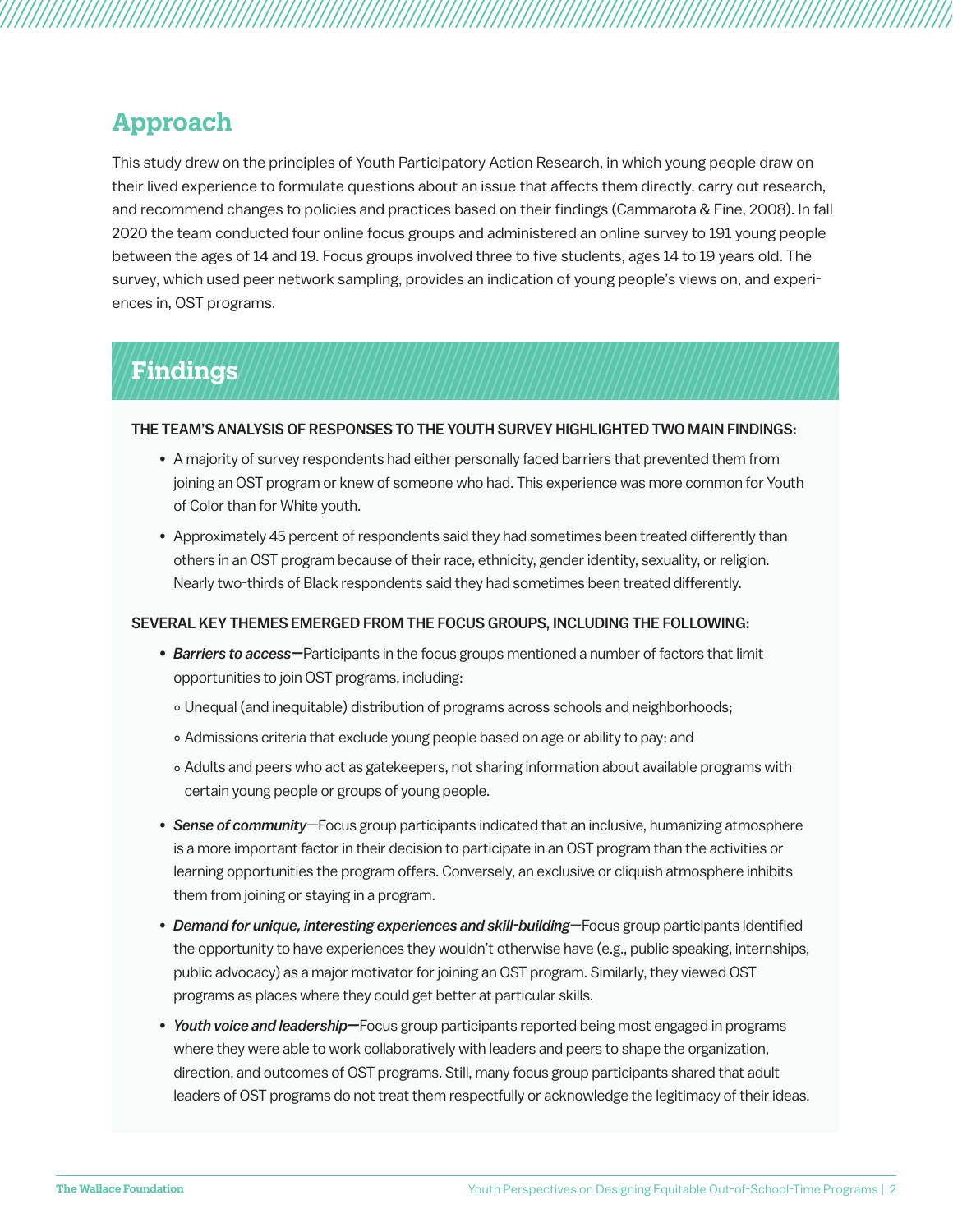## Approach

This study drew on the principles of Youth Participatory Action Research, in which young people draw on their lived experience to formulate questions about an issue that affects them directly, carry out research, and recommend changes to policies and practices based on their findings (Cammarota & Fine, 2008). In fall 2020 the team conducted four online focus groups and administered an online survey to 191 young people between the ages of 14 and 19. Focus groups involved three to five students, ages 14 to 19 years old. The survey, which used peer network sampling, provides an indication of young people's views on, and experiences in, OST programs.

## Findings

**THE TEAM'S ANALYSIS OF RESPONSES TO THE YOUTH SURVEY HIGHLIGHTED TWO MAIN FINDINGS:**

- A majority of survey respondents had either personally faced barriers that prevented them from joining an OST program or knew of someone who had. This experience was more common for Youth of Color than for White youth.
- Approximately 45 percent of respondents said they had sometimes been treated differently than others in an OST program because of their race, ethnicity, gender identity, sexuality, or religion. Nearly two-thirds of Black respondents said they had sometimes been treated differently.

**SEVERAL KEY THEMES EMERGED FROM THE FOCUS GROUPS, INCLUDING THE FOLLOWING:**

- ***Barriers to access***—Participants in the focus groups mentioned a number of factors that limit opportunities to join OST programs, including:
  - Unequal (and inequitable) distribution of programs across schools and neighborhoods;
  - Admissions criteria that exclude young people based on age or ability to pay; and
  - Adults and peers who act as gatekeepers, not sharing information about available programs with certain young people or groups of young people.
- ***Sense of community***—Focus group participants indicated that an inclusive, humanizing atmosphere is a more important factor in their decision to participate in an OST program than the activities or learning opportunities the program offers. Conversely, an exclusive or cliquish atmosphere inhibits them from joining or staying in a program.
- ***Demand for unique, interesting experiences and skill-building***—Focus group participants identified the opportunity to have experiences they wouldn't otherwise have (e.g., public speaking, internships, public advocacy) as a major motivator for joining an OST program. Similarly, they viewed OST programs as places where they could get better at particular skills.
- ***Youth voice and leadership***—Focus group participants reported being most engaged in programs where they were able to work collaboratively with leaders and peers to shape the organization, direction, and outcomes of OST programs. Still, many focus group participants shared that adult leaders of OST programs do not treat them respectfully or acknowledge the legitimacy of their ideas.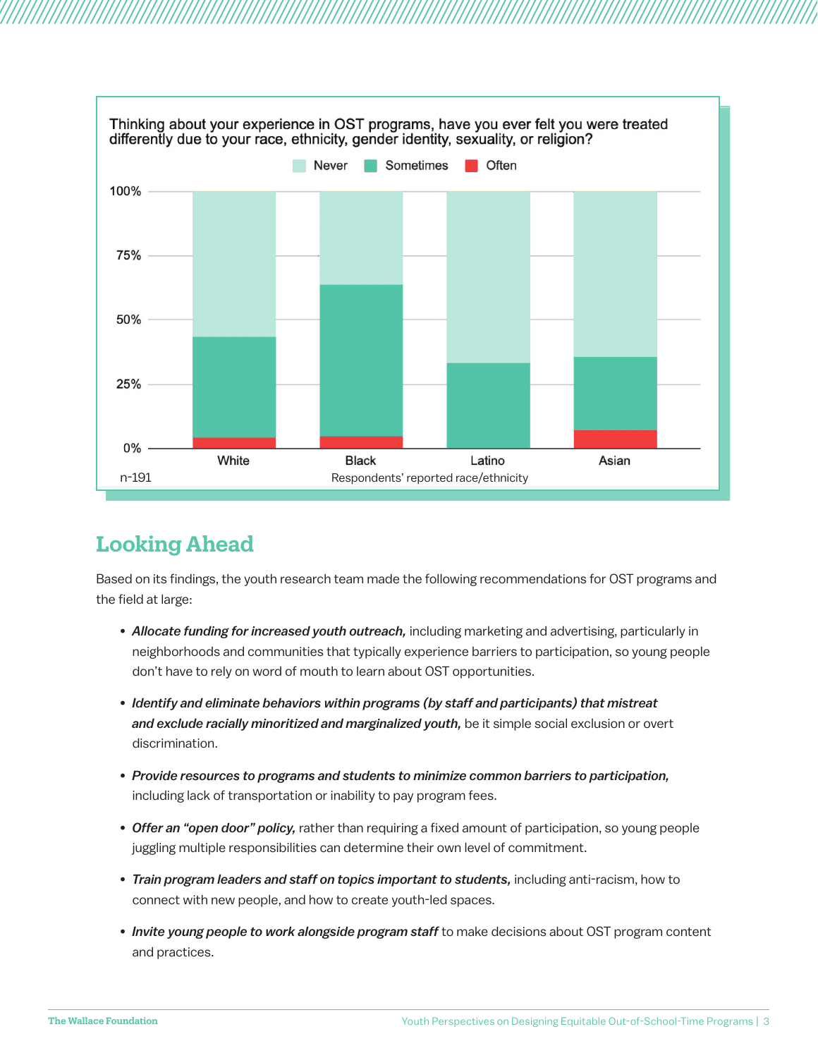Thinking about your experience in OST programs, have you ever felt you were treated differently due to your race, ethnicity, gender identity, sexuality, or religion?

Never | Sometimes | Often

n-191

Respondents' reported race/ethnicity

## Looking Ahead

Based on its findings, the youth research team made the following recommendations for OST programs and the field at large:

- ***Allocate funding for increased youth outreach,*** including marketing and advertising, particularly in neighborhoods and communities that typically experience barriers to participation, so young people don't have to rely on word of mouth to learn about OST opportunities.
- ***Identify and eliminate behaviors within programs (by staff and participants) that mistreat and exclude racially minoritized and marginalized youth,*** be it simple social exclusion or overt discrimination.
- ***Provide resources to programs and students to minimize common barriers to participation,*** including lack of transportation or inability to pay program fees.
- ***Offer an "open door" policy,*** rather than requiring a fixed amount of participation, so young people juggling multiple responsibilities can determine their own level of commitment.
- ***Train program leaders and staff on topics important to students,*** including anti-racism, how to connect with new people, and how to create youth-led spaces.
- ***Invite young people to work alongside program staff*** to make decisions about OST program content and practices.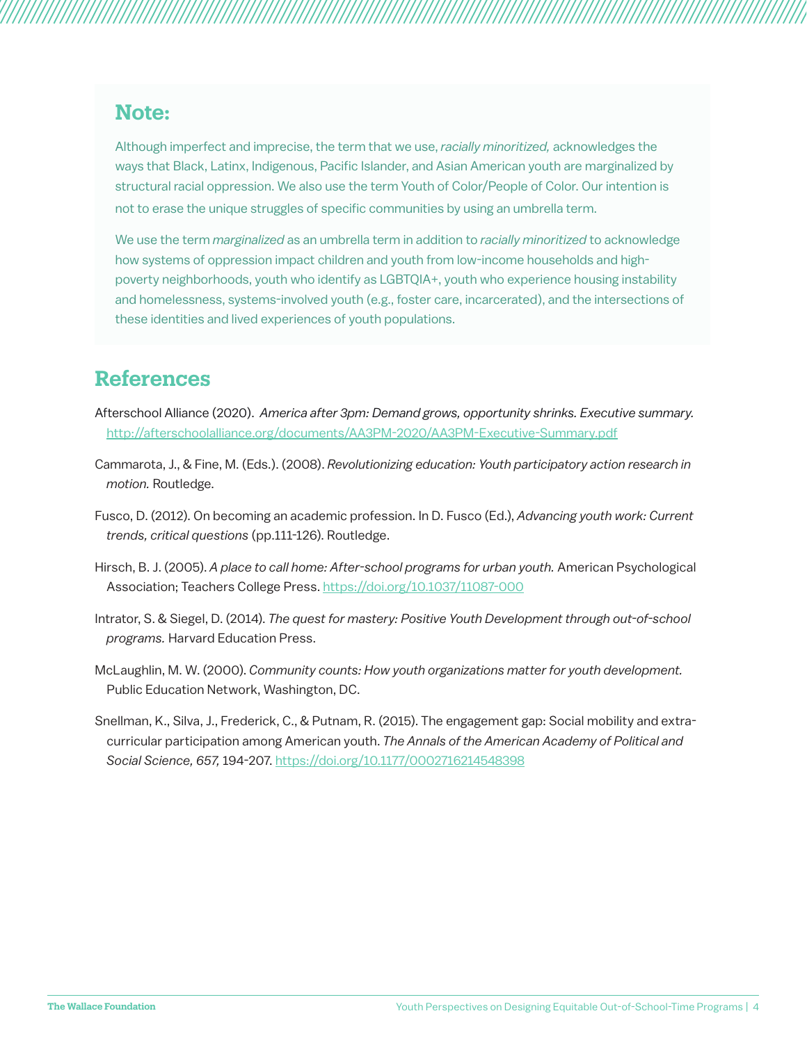## Note:

Although imperfect and imprecise, the term that we use, *racially minoritized,* acknowledges the ways that Black, Latinx, Indigenous, Pacific Islander, and Asian American youth are marginalized by structural racial oppression. We also use the term Youth of Color/People of Color. Our intention is not to erase the unique struggles of specific communities by using an umbrella term.

We use the term *marginalized* as an umbrella term in addition to *racially minoritized* to acknowledge how systems of oppression impact children and youth from low-income households and high-poverty neighborhoods, youth who identify as LGBTQIA+, youth who experience housing instability and homelessness, systems-involved youth (e.g., foster care, incarcerated), and the intersections of these identities and lived experiences of youth populations.

## References

Afterschool Alliance (2020). *America after 3pm: Demand grows, opportunity shrinks. Executive summary.* http://afterschoolalliance.org/documents/AA3PM-2020/AA3PM-Executive-Summary.pdf

Cammarota, J., & Fine, M. (Eds.). (2008). *Revolutionizing education: Youth participatory action research in motion.* Routledge.

Fusco, D. (2012). On becoming an academic profession. In D. Fusco (Ed.), *Advancing youth work: Current trends, critical questions* (pp.111-126). Routledge.

Hirsch, B. J. (2005). *A place to call home: After-school programs for urban youth.* American Psychological Association; Teachers College Press. https://doi.org/10.1037/11087-000

Intrator, S. & Siegel, D. (2014). *The quest for mastery: Positive Youth Development through out-of-school programs.* Harvard Education Press.

McLaughlin, M. W. (2000). *Community counts: How youth organizations matter for youth development.* Public Education Network, Washington, DC.

Snellman, K., Silva, J., Frederick, C., & Putnam, R. (2015). The engagement gap: Social mobility and extra-curricular participation among American youth. *The Annals of the American Academy of Political and Social Science, 657,* 194-207. https://doi.org/10.1177/0002716214548398